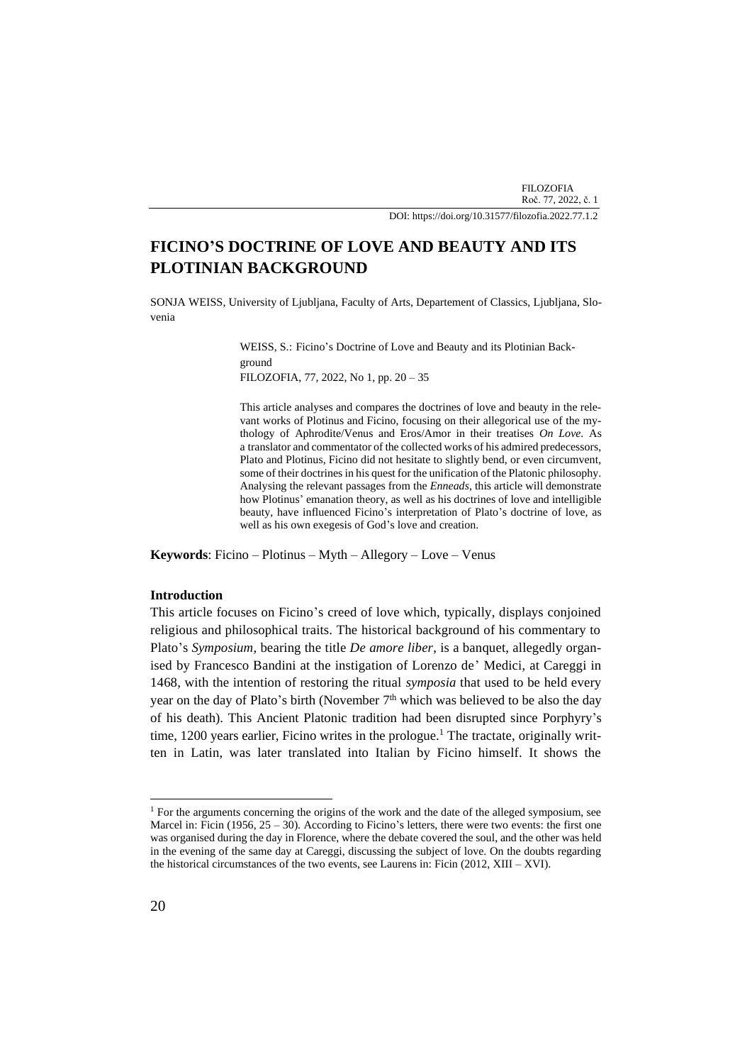DOI: https://doi.org/10.31577/filozofia.2022.77.1.2

# FICINO'S DOCTRINE OF LOVE AND BEAUTY AND ITS PLOTINIAN BACKGROUND

SONJA WEISS, University of Ljubljana, Faculty of Arts, Departement of Classics, Ljubljana, Slovenia

WEISS, S.: Ficino's Doctrine of Love and Beauty and its Plotinian Background
FILOZOFIA, 77, 2022, No 1, pp. 20 – 35

This article analyses and compares the doctrines of love and beauty in the relevant works of Plotinus and Ficino, focusing on their allegorical use of the mythology of Aphrodite/Venus and Eros/Amor in their treatises *On Love*. As a translator and commentator of the collected works of his admired predecessors, Plato and Plotinus, Ficino did not hesitate to slightly bend, or even circumvent, some of their doctrines in his quest for the unification of the Platonic philosophy. Analysing the relevant passages from the *Enneads*, this article will demonstrate how Plotinus' emanation theory, as well as his doctrines of love and intelligible beauty, have influenced Ficino's interpretation of Plato's doctrine of love, as well as his own exegesis of God's love and creation.

**Keywords**: Ficino – Plotinus – Myth – Allegory – Love – Venus

**Introduction**

This article focuses on Ficino's creed of love which, typically, displays conjoined religious and philosophical traits. The historical background of his commentary to Plato's *Symposium*, bearing the title *De amore liber*, is a banquet, allegedly organised by Francesco Bandini at the instigation of Lorenzo de' Medici, at Careggi in 1468, with the intention of restoring the ritual *symposia* that used to be held every year on the day of Plato's birth (November 7th which was believed to be also the day of his death). This Ancient Platonic tradition had been disrupted since Porphyry's time, 1200 years earlier, Ficino writes in the prologue.[1] The tractate, originally written in Latin, was later translated into Italian by Ficino himself. It shows the

[1] For the arguments concerning the origins of the work and the date of the alleged symposium, see Marcel in: Ficin (1956, 25 – 30). According to Ficino's letters, there were two events: the first one was organised during the day in Florence, where the debate covered the soul, and the other was held in the evening of the same day at Careggi, discussing the subject of love. On the doubts regarding the historical circumstances of the two events, see Laurens in: Ficin (2012, XIII – XVI).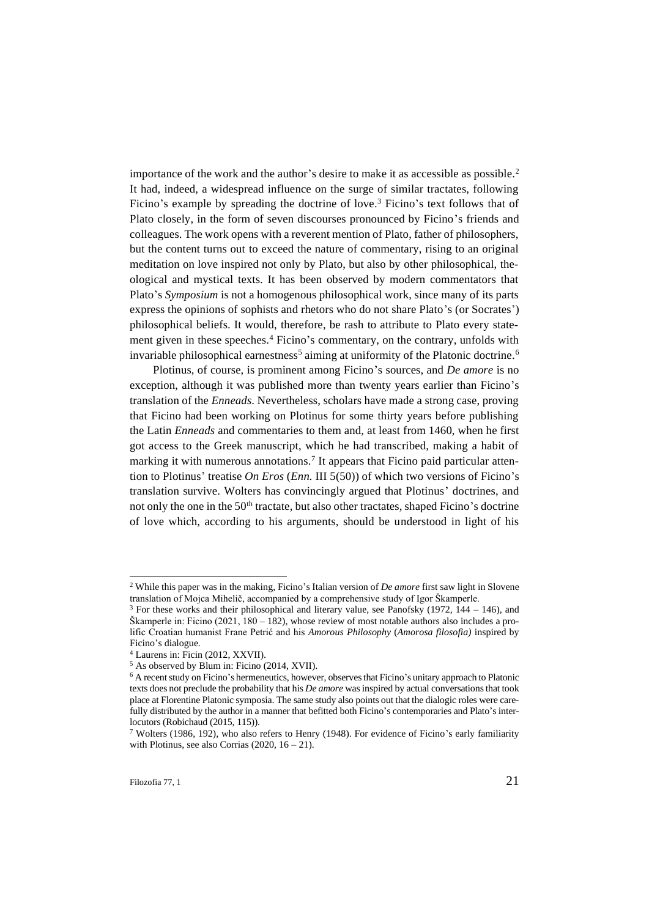importance of the work and the author's desire to make it as accessible as possible.[2] It had, indeed, a widespread influence on the surge of similar tractates, following Ficino's example by spreading the doctrine of love.[3] Ficino's text follows that of Plato closely, in the form of seven discourses pronounced by Ficino's friends and colleagues. The work opens with a reverent mention of Plato, father of philosophers, but the content turns out to exceed the nature of commentary, rising to an original meditation on love inspired not only by Plato, but also by other philosophical, theological and mystical texts. It has been observed by modern commentators that Plato's *Symposium* is not a homogenous philosophical work, since many of its parts express the opinions of sophists and rhetors who do not share Plato's (or Socrates') philosophical beliefs. It would, therefore, be rash to attribute to Plato every statement given in these speeches.[4] Ficino's commentary, on the contrary, unfolds with invariable philosophical earnestness[5] aiming at uniformity of the Platonic doctrine.[6]

Plotinus, of course, is prominent among Ficino's sources, and *De amore* is no exception, although it was published more than twenty years earlier than Ficino's translation of the *Enneads*. Nevertheless, scholars have made a strong case, proving that Ficino had been working on Plotinus for some thirty years before publishing the Latin *Enneads* and commentaries to them and, at least from 1460, when he first got access to the Greek manuscript, which he had transcribed, making a habit of marking it with numerous annotations.[7] It appears that Ficino paid particular attention to Plotinus' treatise *On Eros* (*Enn.* III 5(50)) of which two versions of Ficino's translation survive. Wolters has convincingly argued that Plotinus' doctrines, and not only the one in the 50th tractate, but also other tractates, shaped Ficino's doctrine of love which, according to his arguments, should be understood in light of his

---

[2] While this paper was in the making, Ficino's Italian version of *De amore* first saw light in Slovene translation of Mojca Mihelič, accompanied by a comprehensive study of Igor Škamperle.

[3] For these works and their philosophical and literary value, see Panofsky (1972, 144 – 146), and Škamperle in: Ficino (2021, 180 – 182), whose review of most notable authors also includes a prolific Croatian humanist Frane Petrić and his *Amorous Philosophy* (*Amorosa filosofia)* inspired by Ficino's dialogue.

[4] Laurens in: Ficin (2012, XXVII).

[5] As observed by Blum in: Ficino (2014, XVII).

[6] A recent study on Ficino's hermeneutics, however, observes that Ficino's unitary approach to Platonic texts does not preclude the probability that his *De amore* was inspired by actual conversations that took place at Florentine Platonic symposia. The same study also points out that the dialogic roles were carefully distributed by the author in a manner that befitted both Ficino's contemporaries and Plato's interlocutors (Robichaud (2015, 115)).

[7] Wolters (1986, 192), who also refers to Henry (1948). For evidence of Ficino's early familiarity with Plotinus, see also Corrias (2020, 16 – 21).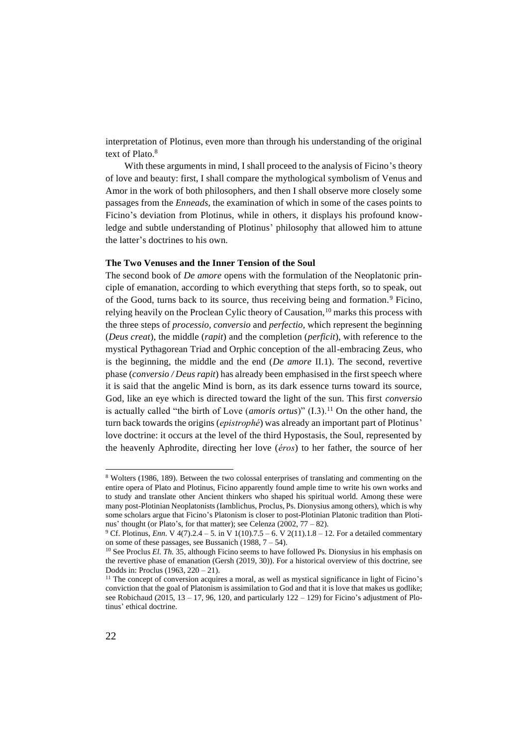interpretation of Plotinus, even more than through his understanding of the original text of Plato.[8]

With these arguments in mind, I shall proceed to the analysis of Ficino's theory of love and beauty: first, I shall compare the mythological symbolism of Venus and Amor in the work of both philosophers, and then I shall observe more closely some passages from the *Enneads*, the examination of which in some of the cases points to Ficino's deviation from Plotinus, while in others, it displays his profound knowledge and subtle understanding of Plotinus' philosophy that allowed him to attune the latter's doctrines to his own.

**The Two Venuses and the Inner Tension of the Soul**

The second book of *De amore* opens with the formulation of the Neoplatonic principle of emanation, according to which everything that steps forth, so to speak, out of the Good, turns back to its source, thus receiving being and formation.[9] Ficino, relying heavily on the Proclean Cylic theory of Causation,[10] marks this process with the three steps of *processio*, *conversio* and *perfectio*, which represent the beginning (*Deus creat*), the middle (*rapit*) and the completion (*perficit*), with reference to the mystical Pythagorean Triad and Orphic conception of the all-embracing Zeus, who is the beginning, the middle and the end (*De amore* II.1). The second, revertive phase (*conversio / Deus rapit*) has already been emphasised in the first speech where it is said that the angelic Mind is born, as its dark essence turns toward its source, God, like an eye which is directed toward the light of the sun. This first *conversio* is actually called "the birth of Love (*amoris ortus*)" (I.3).[11] On the other hand, the turn back towards the origins (*epistrophé*) was already an important part of Plotinus' love doctrine: it occurs at the level of the third Hypostasis, the Soul, represented by the heavenly Aphrodite, directing her love (*éros*) to her father, the source of her

---

[8] Wolters (1986, 189). Between the two colossal enterprises of translating and commenting on the entire opera of Plato and Plotinus, Ficino apparently found ample time to write his own works and to study and translate other Ancient thinkers who shaped his spiritual world. Among these were many post-Plotinian Neoplatonists (Iamblichus, Proclus, Ps. Dionysius among others), which is why some scholars argue that Ficino's Platonism is closer to post-Plotinian Platonic tradition than Plotinus' thought (or Plato's, for that matter); see Celenza (2002, 77 – 82).

[9] Cf. Plotinus, *Enn*. V 4(7).2.4 – 5. in V 1(10).7.5 – 6. V 2(11).1.8 – 12. For a detailed commentary on some of these passages, see Bussanich (1988, 7 – 54).

[10] See Proclus *El. Th.* 35, although Ficino seems to have followed Ps. Dionysius in his emphasis on the revertive phase of emanation (Gersh (2019, 30)). For a historical overview of this doctrine, see Dodds in: Proclus (1963, 220 – 21).

[11] The concept of conversion acquires a moral, as well as mystical significance in light of Ficino's conviction that the goal of Platonism is assimilation to God and that it is love that makes us godlike; see Robichaud (2015, 13 – 17, 96, 120, and particularly 122 – 129) for Ficino's adjustment of Plotinus' ethical doctrine.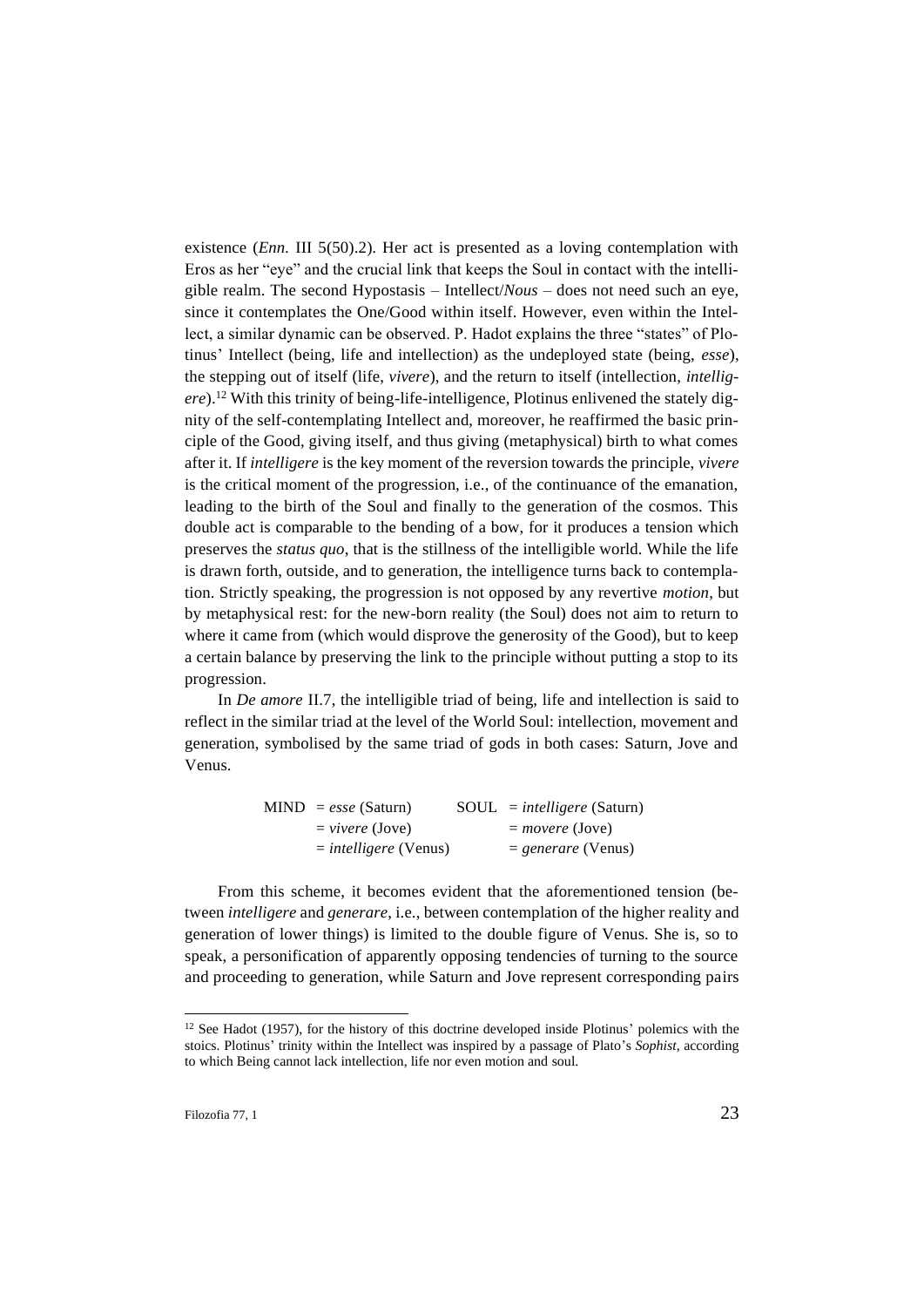existence (*Enn.* III 5(50).2). Her act is presented as a loving contemplation with Eros as her "eye" and the crucial link that keeps the Soul in contact with the intelligible realm. The second Hypostasis – Intellect/*Nous* – does not need such an eye, since it contemplates the One/Good within itself. However, even within the Intellect, a similar dynamic can be observed. P. Hadot explains the three "states" of Plotinus' Intellect (being, life and intellection) as the undeployed state (being, *esse*), the stepping out of itself (life, *vivere*), and the return to itself (intellection, *intelligere*).[12] With this trinity of being-life-intelligence, Plotinus enlivened the stately dignity of the self-contemplating Intellect and, moreover, he reaffirmed the basic principle of the Good, giving itself, and thus giving (metaphysical) birth to what comes after it. If *intelligere* is the key moment of the reversion towards the principle, *vivere* is the critical moment of the progression, i.e., of the continuance of the emanation, leading to the birth of the Soul and finally to the generation of the cosmos. This double act is comparable to the bending of a bow, for it produces a tension which preserves the *status quo*, that is the stillness of the intelligible world. While the life is drawn forth, outside, and to generation, the intelligence turns back to contemplation. Strictly speaking, the progression is not opposed by any revertive *motion*, but by metaphysical rest: for the new-born reality (the Soul) does not aim to return to where it came from (which would disprove the generosity of the Good), but to keep a certain balance by preserving the link to the principle without putting a stop to its progression.

In *De amore* II.7, the intelligible triad of being, life and intellection is said to reflect in the similar triad at the level of the World Soul: intellection, movement and generation, symbolised by the same triad of gods in both cases: Saturn, Jove and Venus.

| | | | |
|---|---|---|---|
| MIND | = *esse* (Saturn) | SOUL | = *intelligere* (Saturn) |
| | = *vivere* (Jove) | | = *movere* (Jove) |
| | = *intelligere* (Venus) | | = *generare* (Venus) |

From this scheme, it becomes evident that the aforementioned tension (between *intelligere* and *generare*, i.e., between contemplation of the higher reality and generation of lower things) is limited to the double figure of Venus. She is, so to speak, a personification of apparently opposing tendencies of turning to the source and proceeding to generation, while Saturn and Jove represent corresponding pairs

[12] See Hadot (1957), for the history of this doctrine developed inside Plotinus' polemics with the stoics. Plotinus' trinity within the Intellect was inspired by a passage of Plato's *Sophist*, according to which Being cannot lack intellection, life nor even motion and soul.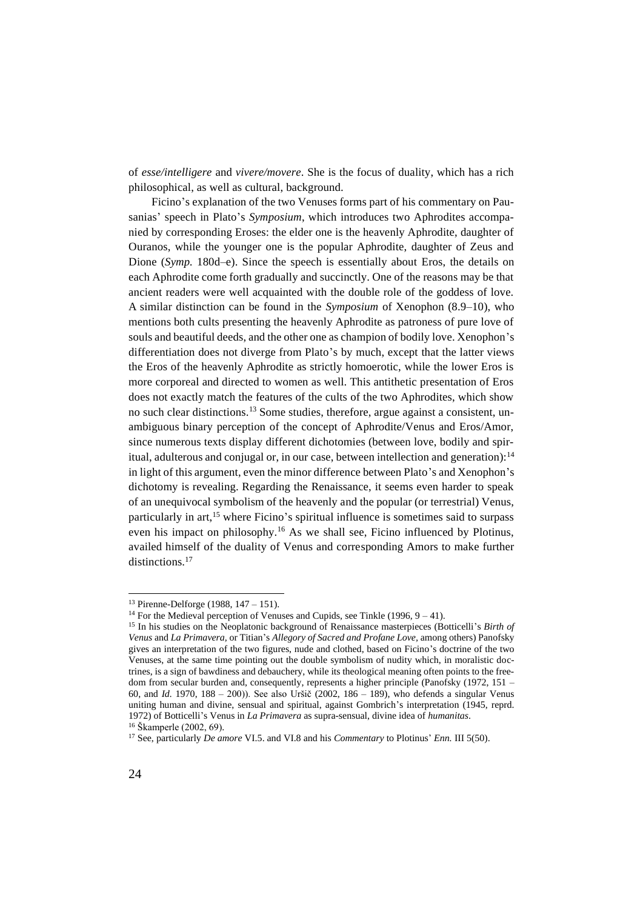of *esse/intelligere* and *vivere/movere*. She is the focus of duality, which has a rich philosophical, as well as cultural, background.

Ficino's explanation of the two Venuses forms part of his commentary on Pausanias' speech in Plato's *Symposium*, which introduces two Aphrodites accompanied by corresponding Eroses: the elder one is the heavenly Aphrodite, daughter of Ouranos, while the younger one is the popular Aphrodite, daughter of Zeus and Dione (*Symp.* 180d–e). Since the speech is essentially about Eros, the details on each Aphrodite come forth gradually and succinctly. One of the reasons may be that ancient readers were well acquainted with the double role of the goddess of love. A similar distinction can be found in the *Symposium* of Xenophon (8.9–10), who mentions both cults presenting the heavenly Aphrodite as patroness of pure love of souls and beautiful deeds, and the other one as champion of bodily love. Xenophon's differentiation does not diverge from Plato's by much, except that the latter views the Eros of the heavenly Aphrodite as strictly homoerotic, while the lower Eros is more corporeal and directed to women as well. This antithetic presentation of Eros does not exactly match the features of the cults of the two Aphrodites, which show no such clear distinctions.[13] Some studies, therefore, argue against a consistent, unambiguous binary perception of the concept of Aphrodite/Venus and Eros/Amor, since numerous texts display different dichotomies (between love, bodily and spiritual, adulterous and conjugal or, in our case, between intellection and generation):[14] in light of this argument, even the minor difference between Plato's and Xenophon's dichotomy is revealing. Regarding the Renaissance, it seems even harder to speak of an unequivocal symbolism of the heavenly and the popular (or terrestrial) Venus, particularly in art,[15] where Ficino's spiritual influence is sometimes said to surpass even his impact on philosophy.[16] As we shall see, Ficino influenced by Plotinus, availed himself of the duality of Venus and corresponding Amors to make further distinctions.[17]

---

[13] Pirenne-Delforge (1988, 147 – 151).

[14] For the Medieval perception of Venuses and Cupids, see Tinkle (1996, 9 – 41).

[15] In his studies on the Neoplatonic background of Renaissance masterpieces (Botticelli's *Birth of Venus* and *La Primavera*, or Titian's *Allegory of Sacred and Profane Love*, among others) Panofsky gives an interpretation of the two figures, nude and clothed, based on Ficino's doctrine of the two Venuses, at the same time pointing out the double symbolism of nudity which, in moralistic doctrines, is a sign of bawdiness and debauchery, while its theological meaning often points to the freedom from secular burden and, consequently, represents a higher principle (Panofsky (1972, 151 – 60, and *Id.* 1970, 188 – 200)). See also Uršič (2002, 186 – 189), who defends a singular Venus uniting human and divine, sensual and spiritual, against Gombrich's interpretation (1945, reprd. 1972) of Botticelli's Venus in *La Primavera* as supra-sensual, divine idea of *humanitas*.

[16] Škamperle (2002, 69).

[17] See, particularly *De amore* VI.5. and VI.8 and his *Commentary* to Plotinus' *Enn.* III 5(50).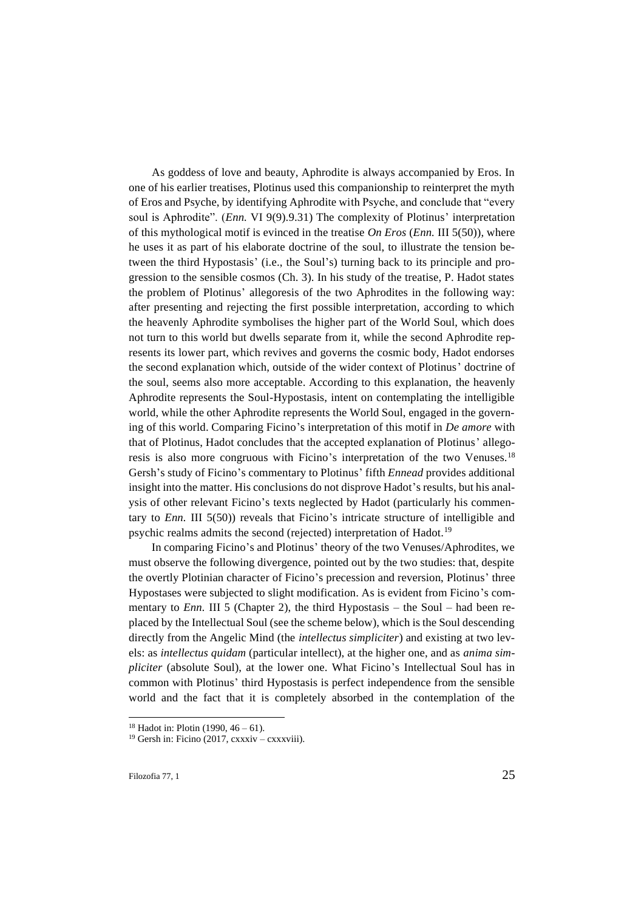As goddess of love and beauty, Aphrodite is always accompanied by Eros. In one of his earlier treatises, Plotinus used this companionship to reinterpret the myth of Eros and Psyche, by identifying Aphrodite with Psyche, and conclude that "every soul is Aphrodite". (*Enn.* VI 9(9).9.31) The complexity of Plotinus' interpretation of this mythological motif is evinced in the treatise *On Eros* (*Enn.* III 5(50)), where he uses it as part of his elaborate doctrine of the soul, to illustrate the tension between the third Hypostasis' (i.e., the Soul's) turning back to its principle and progression to the sensible cosmos (Ch. 3). In his study of the treatise, P. Hadot states the problem of Plotinus' allegoresis of the two Aphrodites in the following way: after presenting and rejecting the first possible interpretation, according to which the heavenly Aphrodite symbolises the higher part of the World Soul, which does not turn to this world but dwells separate from it, while the second Aphrodite represents its lower part, which revives and governs the cosmic body, Hadot endorses the second explanation which, outside of the wider context of Plotinus' doctrine of the soul, seems also more acceptable. According to this explanation, the heavenly Aphrodite represents the Soul-Hypostasis, intent on contemplating the intelligible world, while the other Aphrodite represents the World Soul, engaged in the governing of this world. Comparing Ficino's interpretation of this motif in *De amore* with that of Plotinus, Hadot concludes that the accepted explanation of Plotinus' allegoresis is also more congruous with Ficino's interpretation of the two Venuses.[18] Gersh's study of Ficino's commentary to Plotinus' fifth *Ennead* provides additional insight into the matter. His conclusions do not disprove Hadot's results, but his analysis of other relevant Ficino's texts neglected by Hadot (particularly his commentary to *Enn.* III 5(50)) reveals that Ficino's intricate structure of intelligible and psychic realms admits the second (rejected) interpretation of Hadot.[19]

In comparing Ficino's and Plotinus' theory of the two Venuses/Aphrodites, we must observe the following divergence, pointed out by the two studies: that, despite the overtly Plotinian character of Ficino's precession and reversion, Plotinus' three Hypostases were subjected to slight modification. As is evident from Ficino's commentary to *Enn.* III 5 (Chapter 2), the third Hypostasis – the Soul – had been replaced by the Intellectual Soul (see the scheme below), which is the Soul descending directly from the Angelic Mind (the *intellectus simpliciter*) and existing at two levels: as *intellectus quidam* (particular intellect), at the higher one, and as *anima simpliciter* (absolute Soul), at the lower one. What Ficino's Intellectual Soul has in common with Plotinus' third Hypostasis is perfect independence from the sensible world and the fact that it is completely absorbed in the contemplation of the

---

[18] Hadot in: Plotin (1990, 46 – 61).

[19] Gersh in: Ficino (2017, cxxxiv – cxxxviii).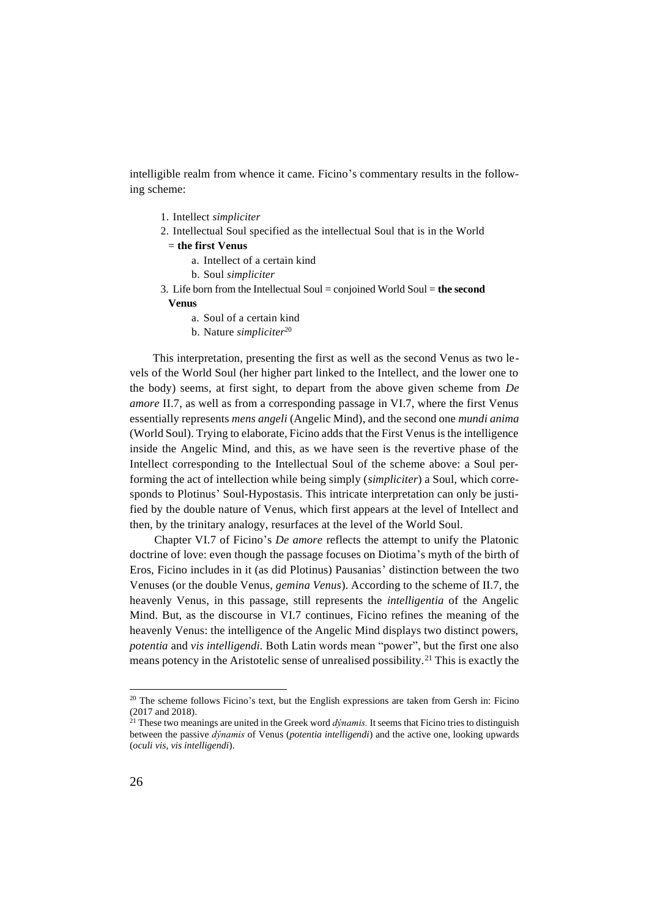intelligible realm from whence it came. Ficino's commentary results in the following scheme:

1. Intellect *simpliciter*
2. Intellectual Soul specified as the intellectual Soul that is in the World = **the first Venus**
   a. Intellect of a certain kind
   b. Soul *simpliciter*
3. Life born from the Intellectual Soul = conjoined World Soul = **the second Venus**
   a. Soul of a certain kind
   b. Nature *simpliciter*[20]

This interpretation, presenting the first as well as the second Venus as two levels of the World Soul (her higher part linked to the Intellect, and the lower one to the body) seems, at first sight, to depart from the above given scheme from *De amore* II.7, as well as from a corresponding passage in VI.7, where the first Venus essentially represents *mens angeli* (Angelic Mind), and the second one *mundi anima* (World Soul). Trying to elaborate, Ficino adds that the First Venus is the intelligence inside the Angelic Mind, and this, as we have seen is the revertive phase of the Intellect corresponding to the Intellectual Soul of the scheme above: a Soul performing the act of intellection while being simply (*simpliciter*) a Soul, which corresponds to Plotinus' Soul-Hypostasis. This intricate interpretation can only be justified by the double nature of Venus, which first appears at the level of Intellect and then, by the trinitary analogy, resurfaces at the level of the World Soul.

Chapter VI.7 of Ficino's *De amore* reflects the attempt to unify the Platonic doctrine of love: even though the passage focuses on Diotima's myth of the birth of Eros, Ficino includes in it (as did Plotinus) Pausanias' distinction between the two Venuses (or the double Venus, *gemina Venus*). According to the scheme of II.7, the heavenly Venus, in this passage, still represents the *intelligentia* of the Angelic Mind. But, as the discourse in VI.7 continues, Ficino refines the meaning of the heavenly Venus: the intelligence of the Angelic Mind displays two distinct powers, *potentia* and *vis intelligendi.* Both Latin words mean "power", but the first one also means potency in the Aristotelic sense of unrealised possibility.[21] This is exactly the

[20] The scheme follows Ficino's text, but the English expressions are taken from Gersh in: Ficino (2017 and 2018).

[21] These two meanings are united in the Greek word *dýnamis.* It seems that Ficino tries to distinguish between the passive *dýnamis* of Venus (*potentia intelligendi*) and the active one, looking upwards (*oculi vis*, *vis intelligendi*).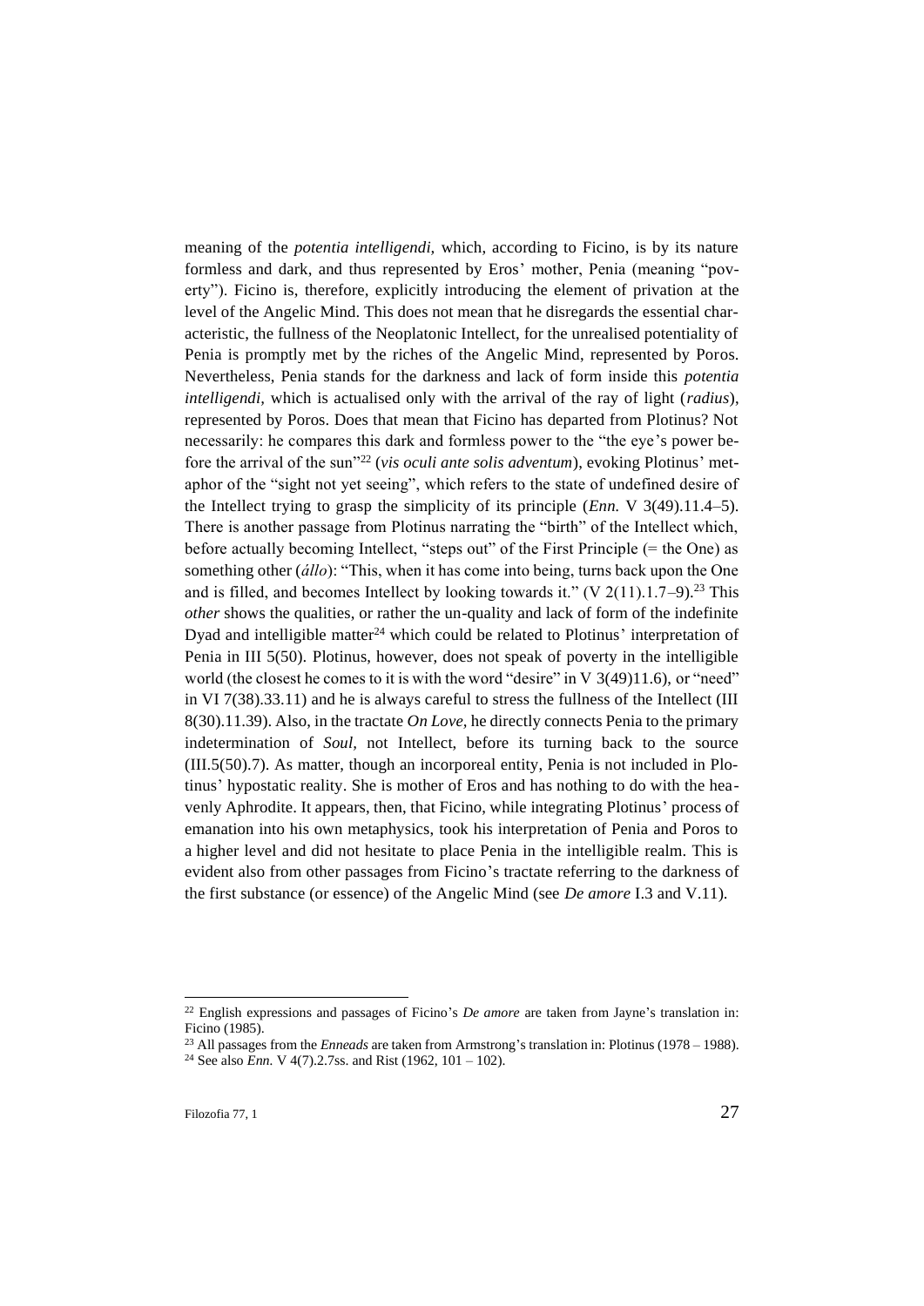meaning of the *potentia intelligendi,* which, according to Ficino, is by its nature formless and dark, and thus represented by Eros' mother, Penia (meaning "poverty"). Ficino is, therefore, explicitly introducing the element of privation at the level of the Angelic Mind. This does not mean that he disregards the essential characteristic, the fullness of the Neoplatonic Intellect, for the unrealised potentiality of Penia is promptly met by the riches of the Angelic Mind, represented by Poros. Nevertheless, Penia stands for the darkness and lack of form inside this *potentia intelligendi,* which is actualised only with the arrival of the ray of light (*radius*), represented by Poros. Does that mean that Ficino has departed from Plotinus? Not necessarily: he compares this dark and formless power to the "the eye's power before the arrival of the sun"[22] (*vis oculi ante solis adventum*), evoking Plotinus' metaphor of the "sight not yet seeing", which refers to the state of undefined desire of the Intellect trying to grasp the simplicity of its principle (*Enn.* V 3(49).11.4–5). There is another passage from Plotinus narrating the "birth" of the Intellect which, before actually becoming Intellect, "steps out" of the First Principle (= the One) as something other (*állo*): "This, when it has come into being, turns back upon the One and is filled, and becomes Intellect by looking towards it." (V 2(11).1.7–9).[23] This *other* shows the qualities, or rather the un-quality and lack of form of the indefinite Dyad and intelligible matter[24] which could be related to Plotinus' interpretation of Penia in III 5(50). Plotinus, however, does not speak of poverty in the intelligible world (the closest he comes to it is with the word "desire" in V 3(49)11.6), or "need" in VI 7(38).33.11) and he is always careful to stress the fullness of the Intellect (III 8(30).11.39). Also, in the tractate *On Love,* he directly connects Penia to the primary indetermination of *Soul,* not Intellect, before its turning back to the source (III.5(50).7). As matter, though an incorporeal entity, Penia is not included in Plotinus' hypostatic reality. She is mother of Eros and has nothing to do with the heavenly Aphrodite. It appears, then, that Ficino, while integrating Plotinus' process of emanation into his own metaphysics, took his interpretation of Penia and Poros to a higher level and did not hesitate to place Penia in the intelligible realm. This is evident also from other passages from Ficino's tractate referring to the darkness of the first substance (or essence) of the Angelic Mind (see *De amore* I.3 and V.11).

---

[22] English expressions and passages of Ficino's *De amore* are taken from Jayne's translation in: Ficino (1985).

[23] All passages from the *Enneads* are taken from Armstrong's translation in: Plotinus (1978 – 1988).

[24] See also *Enn.* V 4(7).2.7ss. and Rist (1962, 101 – 102).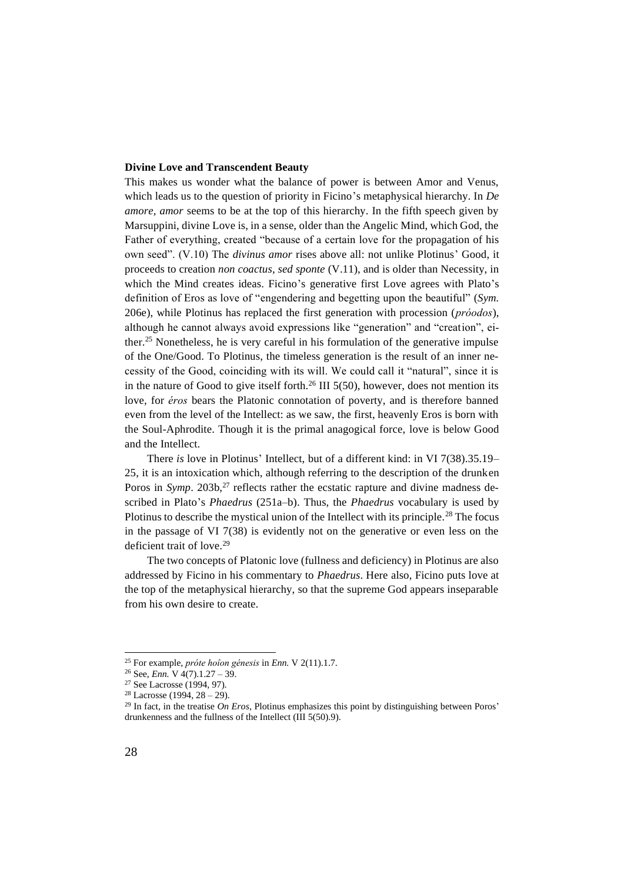**Divine Love and Transcendent Beauty**

This makes us wonder what the balance of power is between Amor and Venus, which leads us to the question of priority in Ficino's metaphysical hierarchy. In *De amore*, *amor* seems to be at the top of this hierarchy. In the fifth speech given by Marsuppini, divine Love is, in a sense, older than the Angelic Mind, which God, the Father of everything, created "because of a certain love for the propagation of his own seed". (V.10) The *divinus amor* rises above all: not unlike Plotinus' Good, it proceeds to creation *non coactus*, *sed sponte* (V.11), and is older than Necessity, in which the Mind creates ideas. Ficino's generative first Love agrees with Plato's definition of Eros as love of "engendering and begetting upon the beautiful" (*Sym.* 206e), while Plotinus has replaced the first generation with procession (*próodos*), although he cannot always avoid expressions like "generation" and "creation", either.[25] Nonetheless, he is very careful in his formulation of the generative impulse of the One/Good. To Plotinus, the timeless generation is the result of an inner necessity of the Good, coinciding with its will. We could call it "natural", since it is in the nature of Good to give itself forth.[26] III 5(50), however, does not mention its love, for *éros* bears the Platonic connotation of poverty, and is therefore banned even from the level of the Intellect: as we saw, the first, heavenly Eros is born with the Soul-Aphrodite. Though it is the primal anagogical force, love is below Good and the Intellect.

There *is* love in Plotinus' Intellect, but of a different kind: in VI 7(38).35.19–25, it is an intoxication which, although referring to the description of the drunken Poros in *Symp*. 203b,[27] reflects rather the ecstatic rapture and divine madness described in Plato's *Phaedrus* (251a–b). Thus, the *Phaedrus* vocabulary is used by Plotinus to describe the mystical union of the Intellect with its principle.[28] The focus in the passage of VI 7(38) is evidently not on the generative or even less on the deficient trait of love.[29]

The two concepts of Platonic love (fullness and deficiency) in Plotinus are also addressed by Ficino in his commentary to *Phaedrus*. Here also, Ficino puts love at the top of the metaphysical hierarchy, so that the supreme God appears inseparable from his own desire to create.

---

[25] For example, *próte hoíon génesis* in *Enn.* V 2(11).1.7.

[26] See, *Enn.* V 4(7).1.27 – 39.

[27] See Lacrosse (1994, 97).

[28] Lacrosse (1994, 28 – 29).

[29] In fact, in the treatise *On Eros*, Plotinus emphasizes this point by distinguishing between Poros' drunkenness and the fullness of the Intellect (III 5(50).9).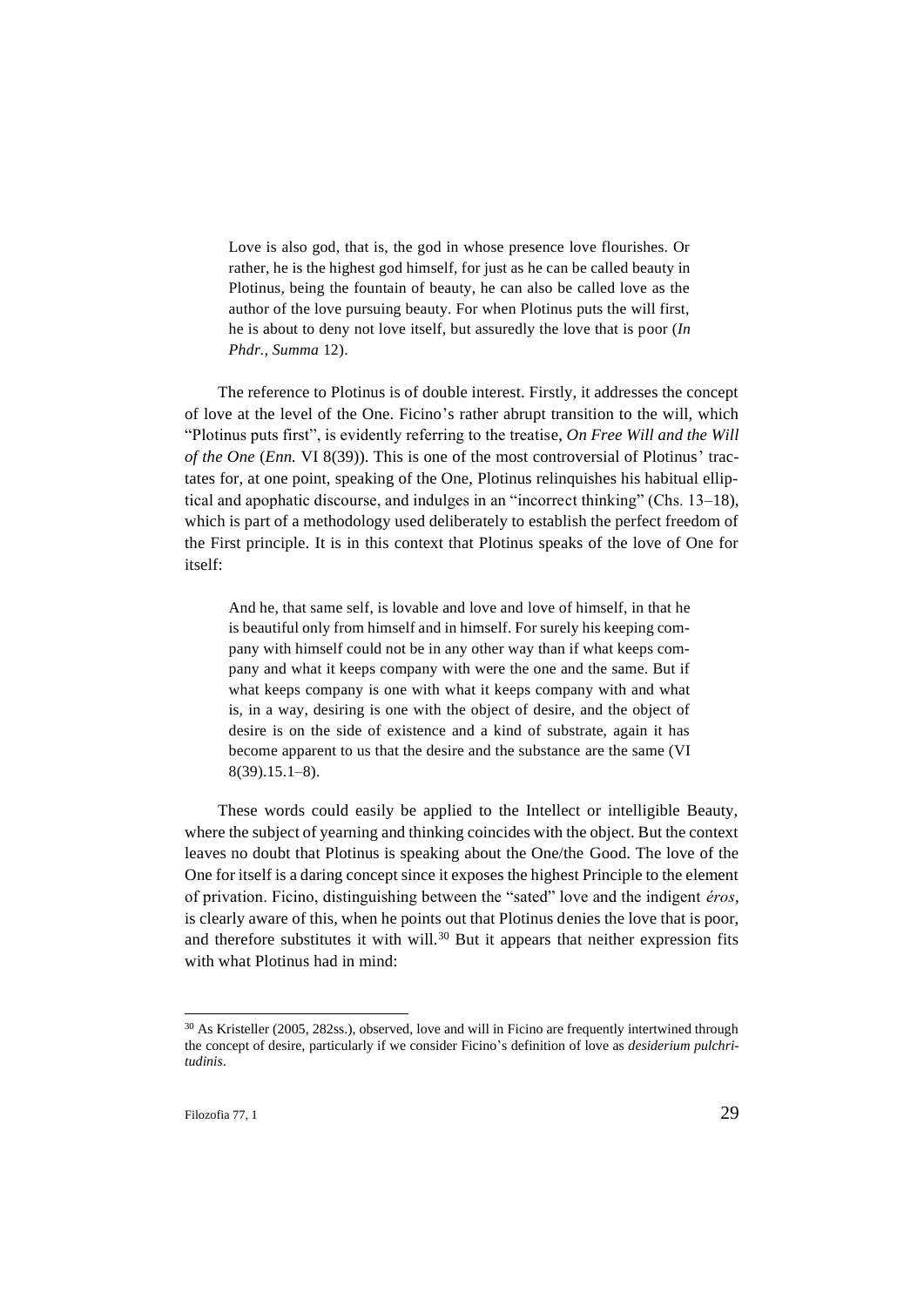> Love is also god, that is, the god in whose presence love flourishes. Or rather, he is the highest god himself, for just as he can be called beauty in Plotinus, being the fountain of beauty, he can also be called love as the author of the love pursuing beauty. For when Plotinus puts the will first, he is about to deny not love itself, but assuredly the love that is poor (*In Phdr., Summa* 12).

The reference to Plotinus is of double interest. Firstly, it addresses the concept of love at the level of the One. Ficino's rather abrupt transition to the will, which "Plotinus puts first", is evidently referring to the treatise, *On Free Will and the Will of the One* (*Enn.* VI 8(39)). This is one of the most controversial of Plotinus' tractates for, at one point, speaking of the One, Plotinus relinquishes his habitual elliptical and apophatic discourse, and indulges in an "incorrect thinking" (Chs. 13–18), which is part of a methodology used deliberately to establish the perfect freedom of the First principle. It is in this context that Plotinus speaks of the love of One for itself:

> And he, that same self, is lovable and love and love of himself, in that he is beautiful only from himself and in himself. For surely his keeping company with himself could not be in any other way than if what keeps company and what it keeps company with were the one and the same. But if what keeps company is one with what it keeps company with and what is, in a way, desiring is one with the object of desire, and the object of desire is on the side of existence and a kind of substrate, again it has become apparent to us that the desire and the substance are the same (VI 8(39).15.1–8).

These words could easily be applied to the Intellect or intelligible Beauty, where the subject of yearning and thinking coincides with the object. But the context leaves no doubt that Plotinus is speaking about the One/the Good. The love of the One for itself is a daring concept since it exposes the highest Principle to the element of privation. Ficino, distinguishing between the "sated" love and the indigent *éros*, is clearly aware of this, when he points out that Plotinus denies the love that is poor, and therefore substitutes it with will.[30] But it appears that neither expression fits with what Plotinus had in mind:

[30] As Kristeller (2005, 282ss.), observed, love and will in Ficino are frequently intertwined through the concept of desire, particularly if we consider Ficino's definition of love as *desiderium pulchritudinis*.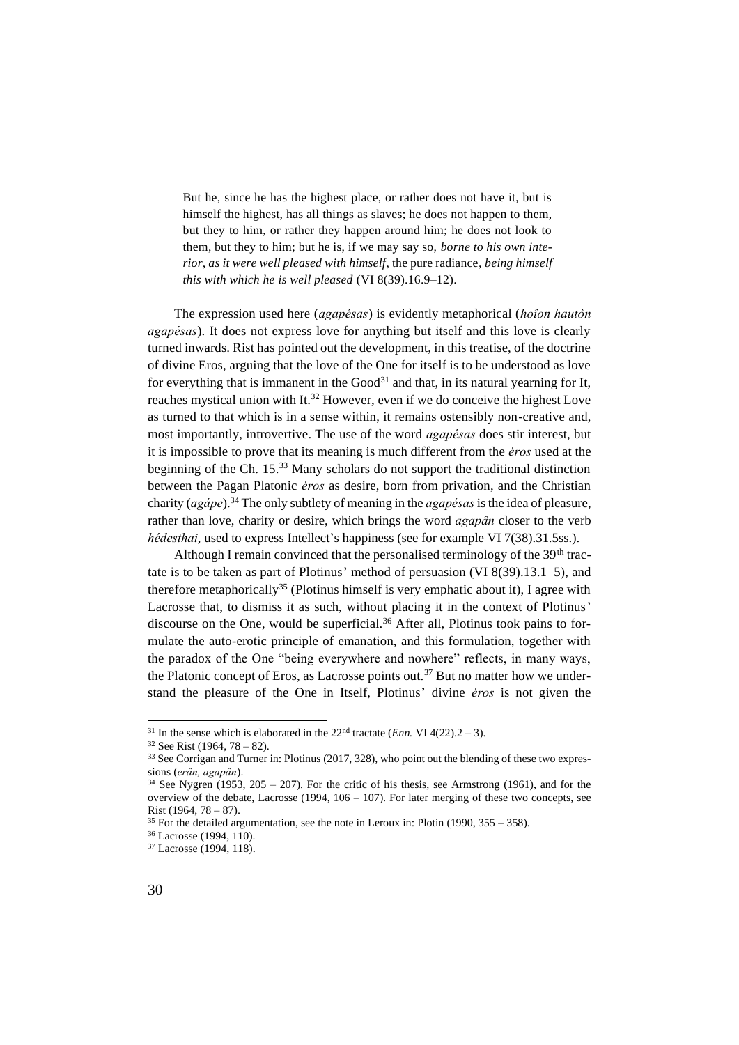> But he, since he has the highest place, or rather does not have it, but is himself the highest, has all things as slaves; he does not happen to them, but they to him, or rather they happen around him; he does not look to them, but they to him; but he is, if we may say so, *borne to his own interior, as it were well pleased with himself*, the pure radiance, *being himself this with which he is well pleased* (VI 8(39).16.9–12).

The expression used here (*agapésas*) is evidently metaphorical (*hoîon hautòn agapésas*). It does not express love for anything but itself and this love is clearly turned inwards. Rist has pointed out the development, in this treatise, of the doctrine of divine Eros, arguing that the love of the One for itself is to be understood as love for everything that is immanent in the Good[31] and that, in its natural yearning for It, reaches mystical union with It.[32] However, even if we do conceive the highest Love as turned to that which is in a sense within, it remains ostensibly non-creative and, most importantly, introvertive. The use of the word *agapésas* does stir interest, but it is impossible to prove that its meaning is much different from the *éros* used at the beginning of the Ch. 15.[33] Many scholars do not support the traditional distinction between the Pagan Platonic *éros* as desire, born from privation, and the Christian charity (*agápe*).[34] The only subtlety of meaning in the *agapésas* is the idea of pleasure, rather than love, charity or desire, which brings the word *agapân* closer to the verb *hédesthai*, used to express Intellect's happiness (see for example VI 7(38).31.5ss.).

Although I remain convinced that the personalised terminology of the 39th tractate is to be taken as part of Plotinus' method of persuasion (VI 8(39).13.1–5), and therefore metaphorically[35] (Plotinus himself is very emphatic about it), I agree with Lacrosse that, to dismiss it as such, without placing it in the context of Plotinus' discourse on the One, would be superficial.[36] After all, Plotinus took pains to formulate the auto-erotic principle of emanation, and this formulation, together with the paradox of the One "being everywhere and nowhere" reflects, in many ways, the Platonic concept of Eros, as Lacrosse points out.[37] But no matter how we understand the pleasure of the One in Itself, Plotinus' divine *éros* is not given the

---

[31] In the sense which is elaborated in the 22nd tractate (*Enn.* VI 4(22).2 – 3).

[32] See Rist (1964, 78 – 82).

[33] See Corrigan and Turner in: Plotinus (2017, 328), who point out the blending of these two expressions (*erân, agapân*).

[34] See Nygren (1953, 205 – 207). For the critic of his thesis, see Armstrong (1961), and for the overview of the debate, Lacrosse (1994, 106 – 107). For later merging of these two concepts, see Rist (1964, 78 – 87).

[35] For the detailed argumentation, see the note in Leroux in: Plotin (1990, 355 – 358).

[36] Lacrosse (1994, 110).

[37] Lacrosse (1994, 118).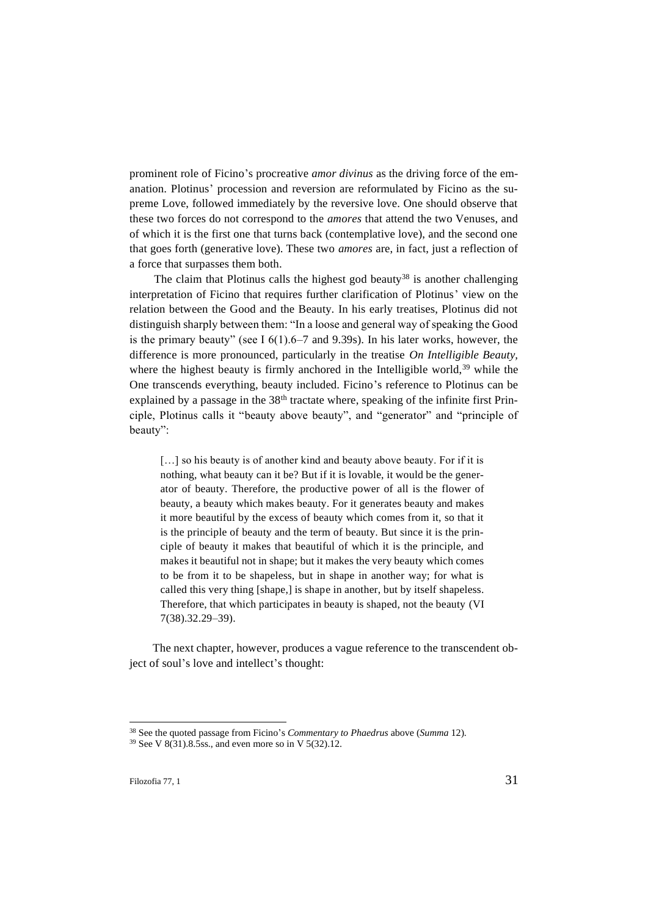prominent role of Ficino's procreative *amor divinus* as the driving force of the emanation. Plotinus' procession and reversion are reformulated by Ficino as the supreme Love, followed immediately by the reversive love. One should observe that these two forces do not correspond to the *amores* that attend the two Venuses, and of which it is the first one that turns back (contemplative love), and the second one that goes forth (generative love). These two *amores* are, in fact, just a reflection of a force that surpasses them both.

The claim that Plotinus calls the highest god beauty[38] is another challenging interpretation of Ficino that requires further clarification of Plotinus' view on the relation between the Good and the Beauty. In his early treatises, Plotinus did not distinguish sharply between them: "In a loose and general way of speaking the Good is the primary beauty" (see I 6(1).6–7 and 9.39s). In his later works, however, the difference is more pronounced, particularly in the treatise *On Intelligible Beauty*, where the highest beauty is firmly anchored in the Intelligible world,[39] while the One transcends everything, beauty included. Ficino's reference to Plotinus can be explained by a passage in the 38th tractate where, speaking of the infinite first Principle, Plotinus calls it "beauty above beauty", and "generator" and "principle of beauty":

> […] so his beauty is of another kind and beauty above beauty. For if it is nothing, what beauty can it be? But if it is lovable, it would be the generator of beauty. Therefore, the productive power of all is the flower of beauty, a beauty which makes beauty. For it generates beauty and makes it more beautiful by the excess of beauty which comes from it, so that it is the principle of beauty and the term of beauty. But since it is the principle of beauty it makes that beautiful of which it is the principle, and makes it beautiful not in shape; but it makes the very beauty which comes to be from it to be shapeless, but in shape in another way; for what is called this very thing [shape,] is shape in another, but by itself shapeless. Therefore, that which participates in beauty is shaped, not the beauty (VI 7(38).32.29–39).

The next chapter, however, produces a vague reference to the transcendent object of soul's love and intellect's thought:

---

[38] See the quoted passage from Ficino's *Commentary to Phaedrus* above (*Summa* 12).

[39] See V 8(31).8.5ss., and even more so in V 5(32).12.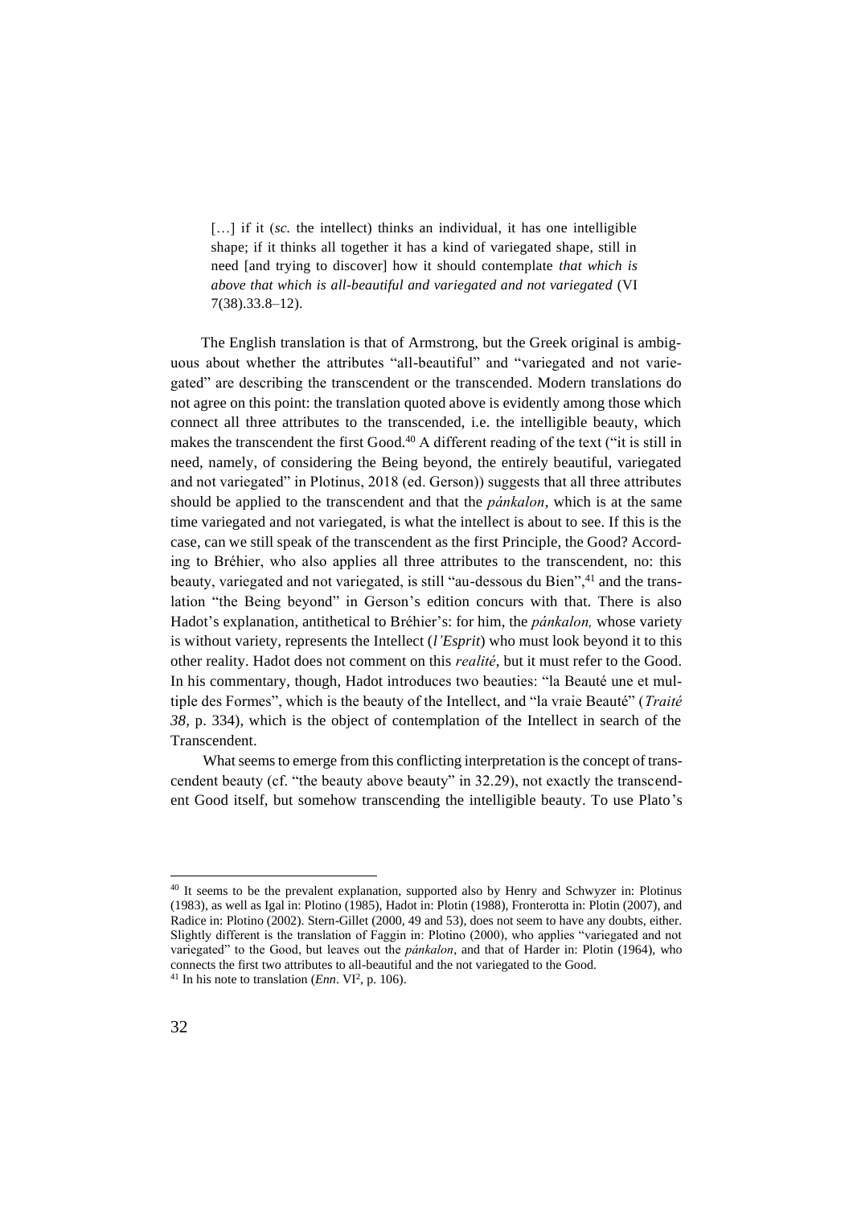> […] if it (*sc.* the intellect) thinks an individual, it has one intelligible shape; if it thinks all together it has a kind of variegated shape, still in need [and trying to discover] how it should contemplate *that which is above that which is all-beautiful and variegated and not variegated* (VI 7(38).33.8–12).

The English translation is that of Armstrong, but the Greek original is ambiguous about whether the attributes "all-beautiful" and "variegated and not variegated" are describing the transcendent or the transcended. Modern translations do not agree on this point: the translation quoted above is evidently among those which connect all three attributes to the transcended, i.e. the intelligible beauty, which makes the transcendent the first Good.[40] A different reading of the text ("it is still in need, namely, of considering the Being beyond, the entirely beautiful, variegated and not variegated" in Plotinus, 2018 (ed. Gerson)) suggests that all three attributes should be applied to the transcendent and that the *pánkalon*, which is at the same time variegated and not variegated, is what the intellect is about to see. If this is the case, can we still speak of the transcendent as the first Principle, the Good? According to Bréhier, who also applies all three attributes to the transcendent, no: this beauty, variegated and not variegated, is still "au-dessous du Bien",[41] and the translation "the Being beyond" in Gerson's edition concurs with that. There is also Hadot's explanation, antithetical to Bréhier's: for him, the *pánkalon,* whose variety is without variety, represents the Intellect (*l'Esprit*) who must look beyond it to this other reality. Hadot does not comment on this *realité*, but it must refer to the Good. In his commentary, though, Hadot introduces two beauties: "la Beauté une et multiple des Formes", which is the beauty of the Intellect, and "la vraie Beauté" (*Traité 38*, p. 334), which is the object of contemplation of the Intellect in search of the Transcendent.

What seems to emerge from this conflicting interpretation is the concept of transcendent beauty (cf. "the beauty above beauty" in 32.29), not exactly the transcendent Good itself, but somehow transcending the intelligible beauty. To use Plato's

---

[40] It seems to be the prevalent explanation, supported also by Henry and Schwyzer in: Plotinus (1983), as well as Igal in: Plotino (1985), Hadot in: Plotin (1988), Fronterotta in: Plotin (2007), and Radice in: Plotino (2002). Stern-Gillet (2000, 49 and 53), does not seem to have any doubts, either. Slightly different is the translation of Faggin in: Plotino (2000), who applies "variegated and not variegated" to the Good, but leaves out the *pánkalon*, and that of Harder in: Plotin (1964), who connects the first two attributes to all-beautiful and the not variegated to the Good.

[41] In his note to translation (*Enn*. VI[2], p. 106).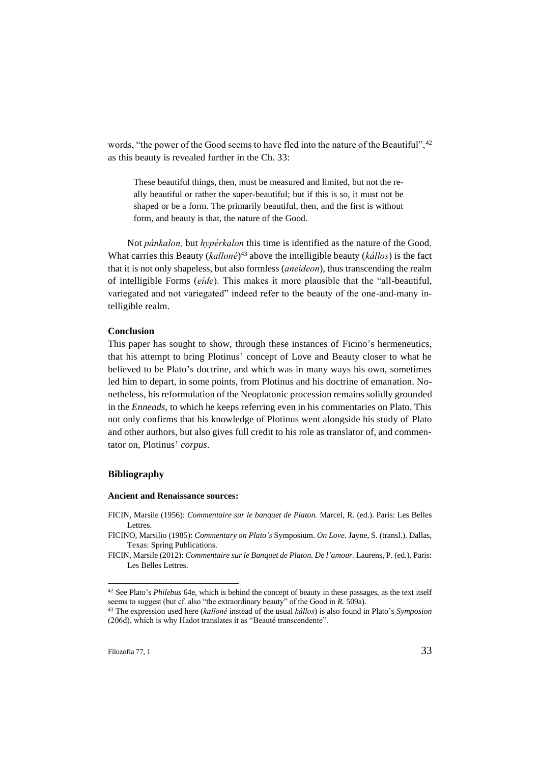words, "the power of the Good seems to have fled into the nature of the Beautiful",[42] as this beauty is revealed further in the Ch. 33:

> These beautiful things, then, must be measured and limited, but not the really beautiful or rather the super-beautiful; but if this is so, it must not be shaped or be a form. The primarily beautiful, then, and the first is without form, and beauty is that, the nature of the Good.

Not *pánkalon,* but *hypérkalon* this time is identified as the nature of the Good. What carries this Beauty (*kalloné*)[43] above the intelligible beauty (*kállos*) is the fact that it is not only shapeless, but also formless (*aneídeon*), thus transcending the realm of intelligible Forms (*eíde*). This makes it more plausible that the "all-beautiful, variegated and not variegated" indeed refer to the beauty of the one-and-many intelligible realm.

**Conclusion**

This paper has sought to show, through these instances of Ficino's hermeneutics, that his attempt to bring Plotinus' concept of Love and Beauty closer to what he believed to be Plato's doctrine, and which was in many ways his own, sometimes led him to depart, in some points, from Plotinus and his doctrine of emanation. Nonetheless, his reformulation of the Neoplatonic procession remains solidly grounded in the *Enneads,* to which he keeps referring even in his commentaries on Plato. This not only confirms that his knowledge of Plotinus went alongside his study of Plato and other authors, but also gives full credit to his role as translator of, and commentator on, Plotinus' *corpus*.

## Bibliography

**Ancient and Renaissance sources:**

FICIN, Marsile (1956): *Commentaire sur le banquet de Platon.* Marcel, R. (ed.). Paris: Les Belles Lettres.

FICINO, Marsilio (1985): *Commentary on Plato's* Symposium. *On Love*. Jayne, S. (transl.). Dallas, Texas: Spring Publications.

FICIN, Marsile (2012): *Commentaire sur le Banquet de Platon. De l'amour*. Laurens, P. (ed.). Paris: Les Belles Lettres.

---

[42] See Plato's *Philebus* 64e, which is behind the concept of beauty in these passages, as the text itself seems to suggest (but cf. also "the extraordinary beauty" of the Good in *R.* 509a).

[43] The expression used here (*kalloné* instead of the usual *kállos*) is also found in Plato's *Symposion* (206d), which is why Hadot translates it as "Beauté transcendente".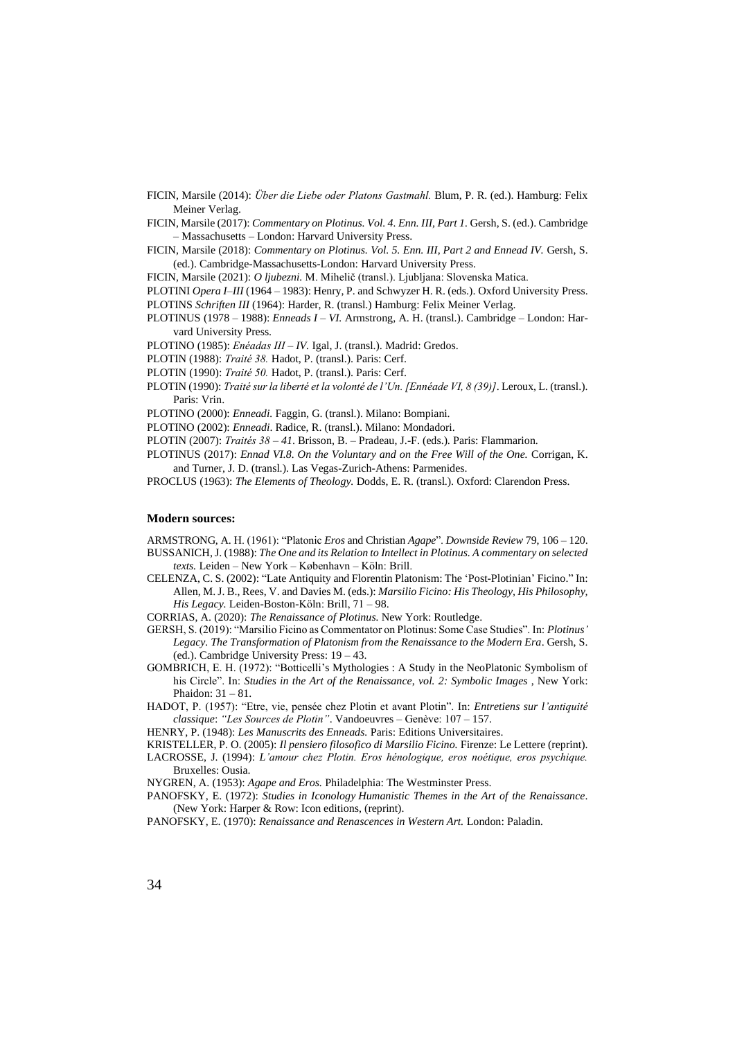FICIN, Marsile (2014): *Über die Liebe oder Platons Gastmahl.* Blum, P. R. (ed.). Hamburg: Felix Meiner Verlag.

FICIN, Marsile (2017): *Commentary on Plotinus. Vol. 4. Enn. III, Part 1*. Gersh, S. (ed.). Cambridge – Massachusetts – London: Harvard University Press.

FICIN, Marsile (2018): *Commentary on Plotinus. Vol. 5. Enn. III, Part 2 and Ennead IV.* Gersh, S. (ed.). Cambridge-Massachusetts-London: Harvard University Press.

FICIN, Marsile (2021): *O ljubezni.* M. Mihelič (transl.). Ljubljana: Slovenska Matica.

PLOTINI *Opera I–III* (1964 – 1983): Henry, P. and Schwyzer H. R. (eds.). Oxford University Press.

PLOTINS *Schriften III* (1964): Harder, R. (transl.) Hamburg: Felix Meiner Verlag.

PLOTINUS (1978 – 1988): *Enneads I – VI.* Armstrong, A. H. (transl.). Cambridge – London: Harvard University Press.

PLOTINO (1985): *Enéadas III – IV*. Igal, J. (transl.). Madrid: Gredos.

PLOTIN (1988): *Traité 38.* Hadot, P. (transl.). Paris: Cerf.

PLOTIN (1990): *Traité 50.* Hadot, P. (transl.). Paris: Cerf.

PLOTIN (1990): *Traité sur la liberté et la volonté de l'Un. [Ennéade VI, 8 (39)]*. Leroux, L. (transl.). Paris: Vrin.

PLOTINO (2000): *Enneadi.* Faggin, G. (transl.). Milano: Bompiani.

PLOTINO (2002): *Enneadi*. Radice, R. (transl.). Milano: Mondadori.

PLOTIN (2007): *Traités 38 – 41*. Brisson, B. – Pradeau, J.-F. (eds.). Paris: Flammarion.

PLOTINUS (2017): *Ennad VI.8. On the Voluntary and on the Free Will of the One.* Corrigan, K. and Turner, J. D. (transl.). Las Vegas-Zurich-Athens: Parmenides.

PROCLUS (1963): *The Elements of Theology.* Dodds, E. R. (transl.). Oxford: Clarendon Press.

**Modern sources:**

ARMSTRONG, A. H. (1961): "Platonic *Eros* and Christian *Agape*". *Downside Review* 79, 106 – 120.

BUSSANICH, J. (1988): *The One and its Relation to Intellect in Plotinus. A commentary on selected texts.* Leiden – New York – København – Köln: Brill.

CELENZA, C. S. (2002): "Late Antiquity and Florentin Platonism: The 'Post-Plotinian' Ficino." In: Allen, M. J. B., Rees, V. and Davies M. (eds.): *Marsilio Ficino: His Theology, His Philosophy, His Legacy.* Leiden-Boston-Köln: Brill, 71 – 98.

CORRIAS, A. (2020): *The Renaissance of Plotinus.* New York: Routledge.

GERSH, S. (2019): "Marsilio Ficino as Commentator on Plotinus: Some Case Studies". In: *Plotinus' Legacy. The Transformation of Platonism from the Renaissance to the Modern Era*. Gersh, S. (ed.). Cambridge University Press: 19 – 43.

GOMBRICH, E. H. (1972): "Botticelli's Mythologies : A Study in the NeoPlatonic Symbolism of his Circle". In: *Studies in the Art of the Renaissance, vol. 2: Symbolic Images* , New York: Phaidon: 31 – 81.

HADOT, P. (1957): "Etre, vie, pensée chez Plotin et avant Plotin". In: *Entretiens sur l'antiquité classique*: *"Les Sources de Plotin"*. Vandoeuvres – Genève: 107 – 157.

HENRY, P. (1948): *Les Manuscrits des Enneads.* Paris: Editions Universitaires.

KRISTELLER, P. O. (2005): *Il pensiero filosofico di Marsilio Ficino.* Firenze: Le Lettere (reprint).

LACROSSE, J. (1994): *L'amour chez Plotin. Eros hénologique, eros noétique, eros psychique.* Bruxelles: Ousia.

NYGREN, A. (1953): *Agape and Eros.* Philadelphia: The Westminster Press.

PANOFSKY, E. (1972): *Studies in Iconology Humanistic Themes in the Art of the Renaissance*. (New York: Harper & Row: Icon editions, (reprint).

PANOFSKY, E. (1970): *Renaissance and Renascences in Western Art.* London: Paladin.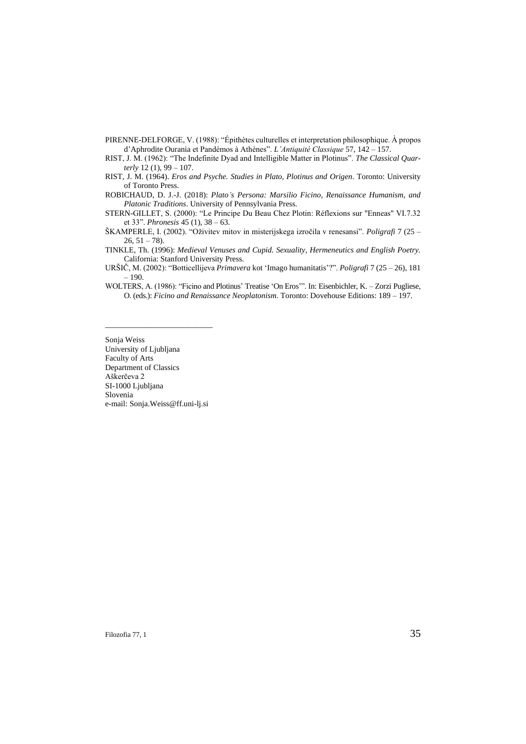PIRENNE-DELFORGE, V. (1988): "Épithètes culturelles et interpretation philosophique. À propos d'Aphrodite Ourania et Pandémos à Athènes". *L'Antiquité Classique* 57, 142 – 157.

RIST, J. M. (1962): "The Indefinite Dyad and Intelligible Matter in Plotinus". *The Classical Quarterly* 12 (1), 99 – 107.

RIST, J. M. (1964). *Eros and Psyche. Studies in Plato, Plotinus and Origen*. Toronto: University of Toronto Press.

ROBICHAUD, D. J.-J. (2018): *Plato's Persona: Marsilio Ficino, Renaissance Humanism, and Platonic Traditions*. University of Pennsylvania Press.

STERN-GILLET, S. (2000): "Le Principe Du Beau Chez Plotin: Réflexions sur "Enneas" VI.7.32 et 33". *Phronesis* 45 (1), 38 – 63.

ŠKAMPERLE, I. (2002). "Oživitev mitov in misterijskega izročila v renesansi". *Poligrafi* 7 (25 – 26, 51 – 78).

TINKLE, Th. (1996): *Medieval Venuses and Cupid. Sexuality, Hermeneutics and English Poetry.* California: Stanford University Press.

URŠIČ, M. (2002): "Botticellijeva *Primavera* kot 'Imago humanitatis'?". *Poligrafi* 7 (25 – 26), 181 – 190.

WOLTERS, A. (1986): "Ficino and Plotinus' Treatise 'On Eros'". In: Eisenbichler, K. – Zorzi Pugliese, O. (eds.): *Ficino and Renaissance Neoplatonism*. Toronto: Dovehouse Editions: 189 – 197.

---

Sonja Weiss
University of Ljubljana
Faculty of Arts
Department of Classics
Aškerčeva 2
SI-1000 Ljubljana
Slovenia
e-mail: Sonja.Weiss@ff.uni-lj.si